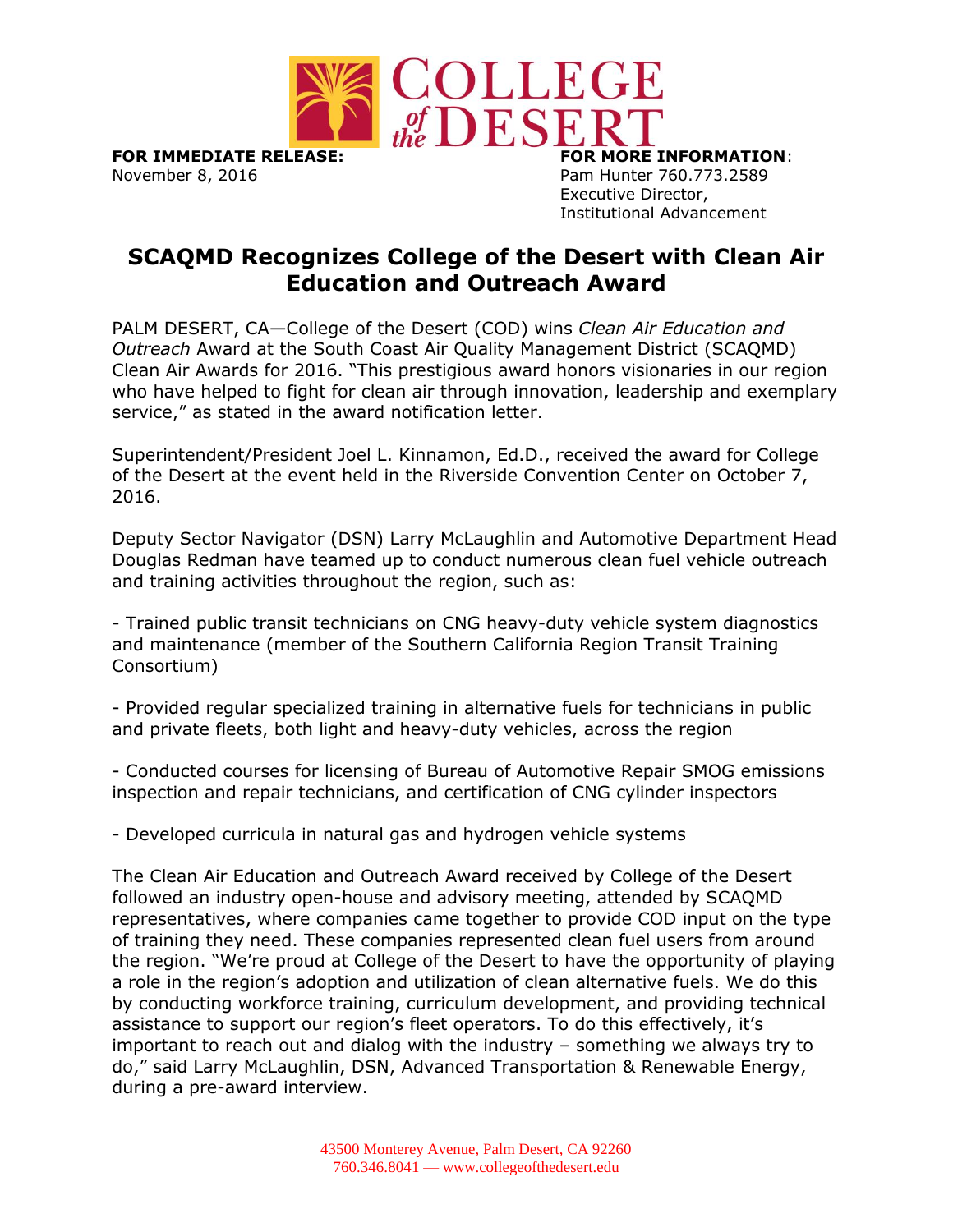COLLEGE of the DESERT

**FOR IMMEDIATE RELEASE:**
November 8, 2016

**FOR MORE INFORMATION**:
Pam Hunter 760.773.2589
Executive Director,
Institutional Advancement

# SCAQMD Recognizes College of the Desert with Clean Air Education and Outreach Award

PALM DESERT, CA—College of the Desert (COD) wins *Clean Air Education and Outreach* Award at the South Coast Air Quality Management District (SCAQMD) Clean Air Awards for 2016. "This prestigious award honors visionaries in our region who have helped to fight for clean air through innovation, leadership and exemplary service," as stated in the award notification letter.

Superintendent/President Joel L. Kinnamon, Ed.D., received the award for College of the Desert at the event held in the Riverside Convention Center on October 7, 2016.

Deputy Sector Navigator (DSN) Larry McLaughlin and Automotive Department Head Douglas Redman have teamed up to conduct numerous clean fuel vehicle outreach and training activities throughout the region, such as:

- Trained public transit technicians on CNG heavy-duty vehicle system diagnostics and maintenance (member of the Southern California Region Transit Training Consortium)

- Provided regular specialized training in alternative fuels for technicians in public and private fleets, both light and heavy-duty vehicles, across the region

- Conducted courses for licensing of Bureau of Automotive Repair SMOG emissions inspection and repair technicians, and certification of CNG cylinder inspectors

- Developed curricula in natural gas and hydrogen vehicle systems

The Clean Air Education and Outreach Award received by College of the Desert followed an industry open-house and advisory meeting, attended by SCAQMD representatives, where companies came together to provide COD input on the type of training they need. These companies represented clean fuel users from around the region. "We're proud at College of the Desert to have the opportunity of playing a role in the region's adoption and utilization of clean alternative fuels. We do this by conducting workforce training, curriculum development, and providing technical assistance to support our region's fleet operators. To do this effectively, it's important to reach out and dialog with the industry – something we always try to do," said Larry McLaughlin, DSN, Advanced Transportation & Renewable Energy, during a pre-award interview.

43500 Monterey Avenue, Palm Desert, CA 92260
760.346.8041 — www.collegeofthedesert.edu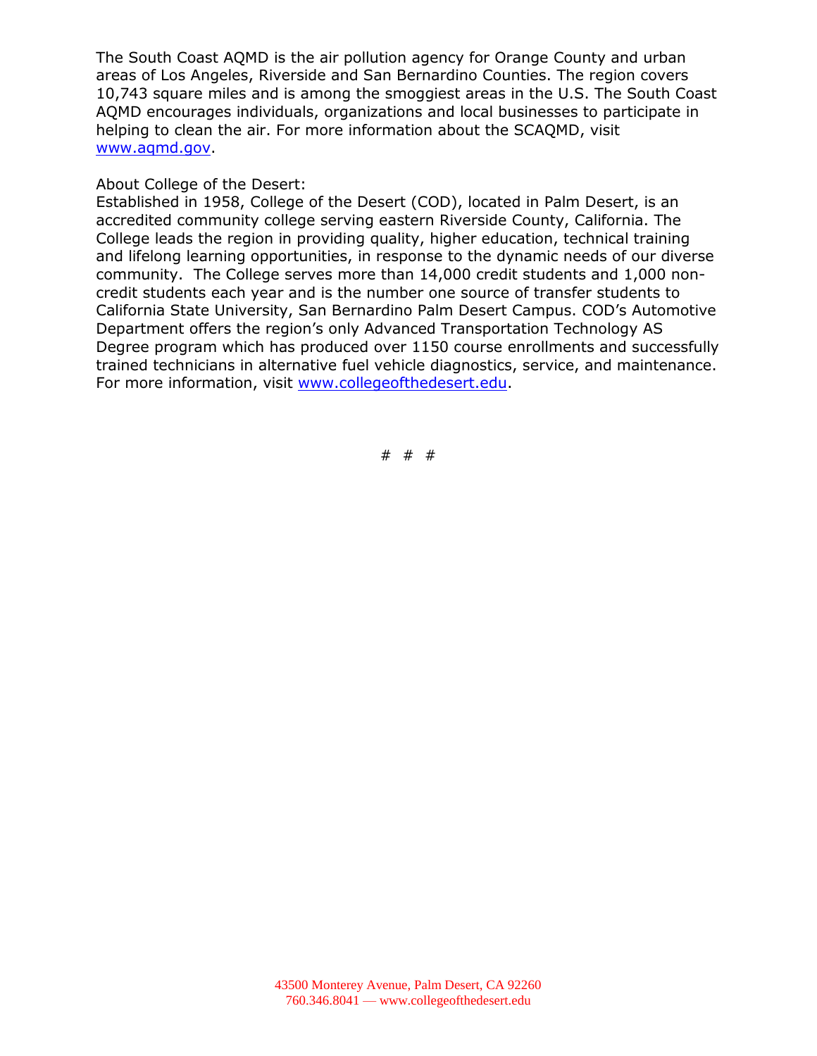The South Coast AQMD is the air pollution agency for Orange County and urban areas of Los Angeles, Riverside and San Bernardino Counties. The region covers 10,743 square miles and is among the smoggiest areas in the U.S. The South Coast AQMD encourages individuals, organizations and local businesses to participate in helping to clean the air. For more information about the SCAQMD, visit www.aqmd.gov.

About College of the Desert:
Established in 1958, College of the Desert (COD), located in Palm Desert, is an accredited community college serving eastern Riverside County, California. The College leads the region in providing quality, higher education, technical training and lifelong learning opportunities, in response to the dynamic needs of our diverse community. The College serves more than 14,000 credit students and 1,000 non-credit students each year and is the number one source of transfer students to California State University, San Bernardino Palm Desert Campus. COD's Automotive Department offers the region's only Advanced Transportation Technology AS Degree program which has produced over 1150 course enrollments and successfully trained technicians in alternative fuel vehicle diagnostics, service, and maintenance. For more information, visit www.collegeofthedesert.edu.

# # #

43500 Monterey Avenue, Palm Desert, CA 92260
760.346.8041 — www.collegeofthedesert.edu